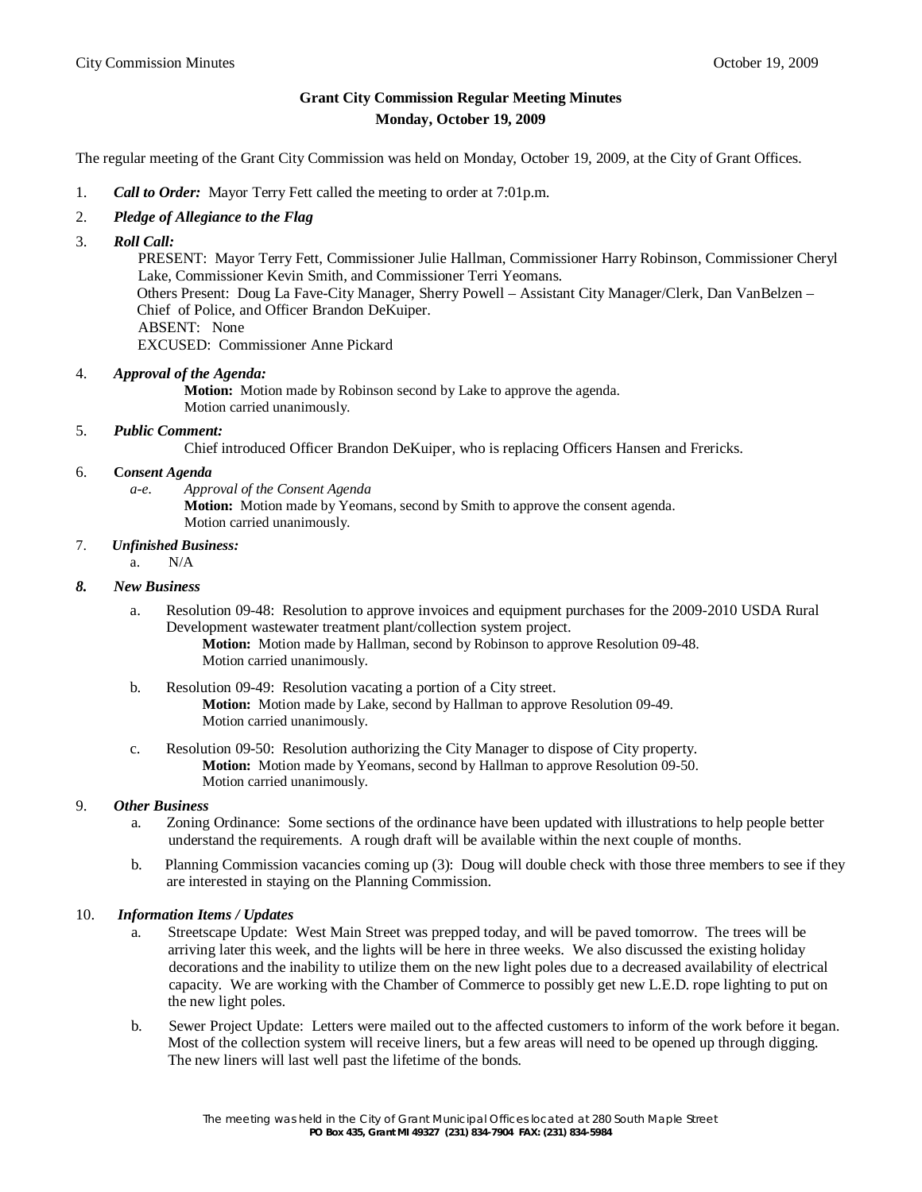# Grant City Commission Regular Meeting Minutes

## Monday, October 19, 2009

The regular meeting of the Grant City Commission was held on Monday, October 19, 2009, at the City of Grant Offices.

1. ***Call to Order:*** Mayor Terry Fett called the meeting to order at 7:01p.m.

2. ***Pledge of Allegiance to the Flag***

3. ***Roll Call:***

   PRESENT: Mayor Terry Fett, Commissioner Julie Hallman, Commissioner Harry Robinson, Commissioner Cheryl Lake, Commissioner Kevin Smith, and Commissioner Terri Yeomans.
   Others Present: Doug La Fave-City Manager, Sherry Powell – Assistant City Manager/Clerk, Dan VanBelzen – Chief of Police, and Officer Brandon DeKuiper.
   ABSENT: None
   EXCUSED: Commissioner Anne Pickard

4. ***Approval of the Agenda:***

   **Motion:** Motion made by Robinson second by Lake to approve the agenda.
   Motion carried unanimously.

5. ***Public Comment:***

   Chief introduced Officer Brandon DeKuiper, who is replacing Officers Hansen and Frericks.

6. **C*onsent Agenda***

   *a-e. Approval of the Consent Agenda*
   **Motion:** Motion made by Yeomans, second by Smith to approve the consent agenda.
   Motion carried unanimously.

7. ***Unfinished Business:***

   a. N/A

8. ***New Business***

   a. Resolution 09-48: Resolution to approve invoices and equipment purchases for the 2009-2010 USDA Rural Development wastewater treatment plant/collection system project.
      **Motion:** Motion made by Hallman, second by Robinson to approve Resolution 09-48.
      Motion carried unanimously.

   b. Resolution 09-49: Resolution vacating a portion of a City street.
      **Motion:** Motion made by Lake, second by Hallman to approve Resolution 09-49.
      Motion carried unanimously.

   c. Resolution 09-50: Resolution authorizing the City Manager to dispose of City property.
      **Motion:** Motion made by Yeomans, second by Hallman to approve Resolution 09-50.
      Motion carried unanimously.

9. ***Other Business***

   a. Zoning Ordinance: Some sections of the ordinance have been updated with illustrations to help people better understand the requirements. A rough draft will be available within the next couple of months.

   b. Planning Commission vacancies coming up (3): Doug will double check with those three members to see if they are interested in staying on the Planning Commission.

10. ***Information Items / Updates***

    a. Streetscape Update: West Main Street was prepped today, and will be paved tomorrow. The trees will be arriving later this week, and the lights will be here in three weeks. We also discussed the existing holiday decorations and the inability to utilize them on the new light poles due to a decreased availability of electrical capacity. We are working with the Chamber of Commerce to possibly get new L.E.D. rope lighting to put on the new light poles.

    b. Sewer Project Update: Letters were mailed out to the affected customers to inform of the work before it began. Most of the collection system will receive liners, but a few areas will need to be opened up through digging. The new liners will last well past the lifetime of the bonds.

The meeting was held in the City of Grant Municipal Offices located at 280 South Maple Street
**PO Box 435, Grant MI 49327 (231) 834-7904 FAX: (231) 834-5984**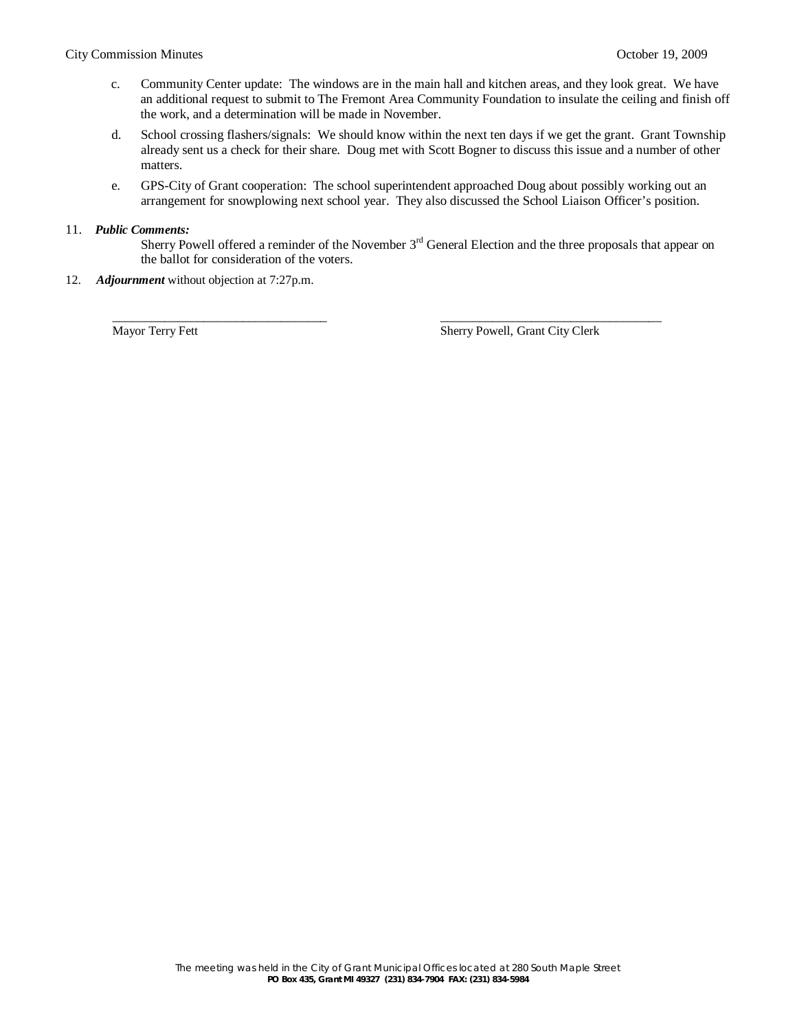c. Community Center update: The windows are in the main hall and kitchen areas, and they look great. We have an additional request to submit to The Fremont Area Community Foundation to insulate the ceiling and finish off the work, and a determination will be made in November.

d. School crossing flashers/signals: We should know within the next ten days if we get the grant. Grant Township already sent us a check for their share. Doug met with Scott Bogner to discuss this issue and a number of other matters.

e. GPS-City of Grant cooperation: The school superintendent approached Doug about possibly working out an arrangement for snowplowing next school year. They also discussed the School Liaison Officer's position.

11. ***Public Comments:***

Sherry Powell offered a reminder of the November 3rd General Election and the three proposals that appear on the ballot for consideration of the voters.

12. ***Adjournment*** without objection at 7:27p.m.

\_\_\_\_\_\_\_\_\_\_\_\_\_\_\_\_\_\_\_\_\_\_\_\_\_\_\_\_\_\_\_\_\_\_
Mayor Terry Fett

\_\_\_\_\_\_\_\_\_\_\_\_\_\_\_\_\_\_\_\_\_\_\_\_\_\_\_\_\_\_\_\_\_\_
Sherry Powell, Grant City Clerk

*The meeting was held in the City of Grant Municipal Offices located at 280 South Maple Street*

**PO Box 435, Grant MI 49327 (231) 834-7904 FAX: (231) 834-5984**